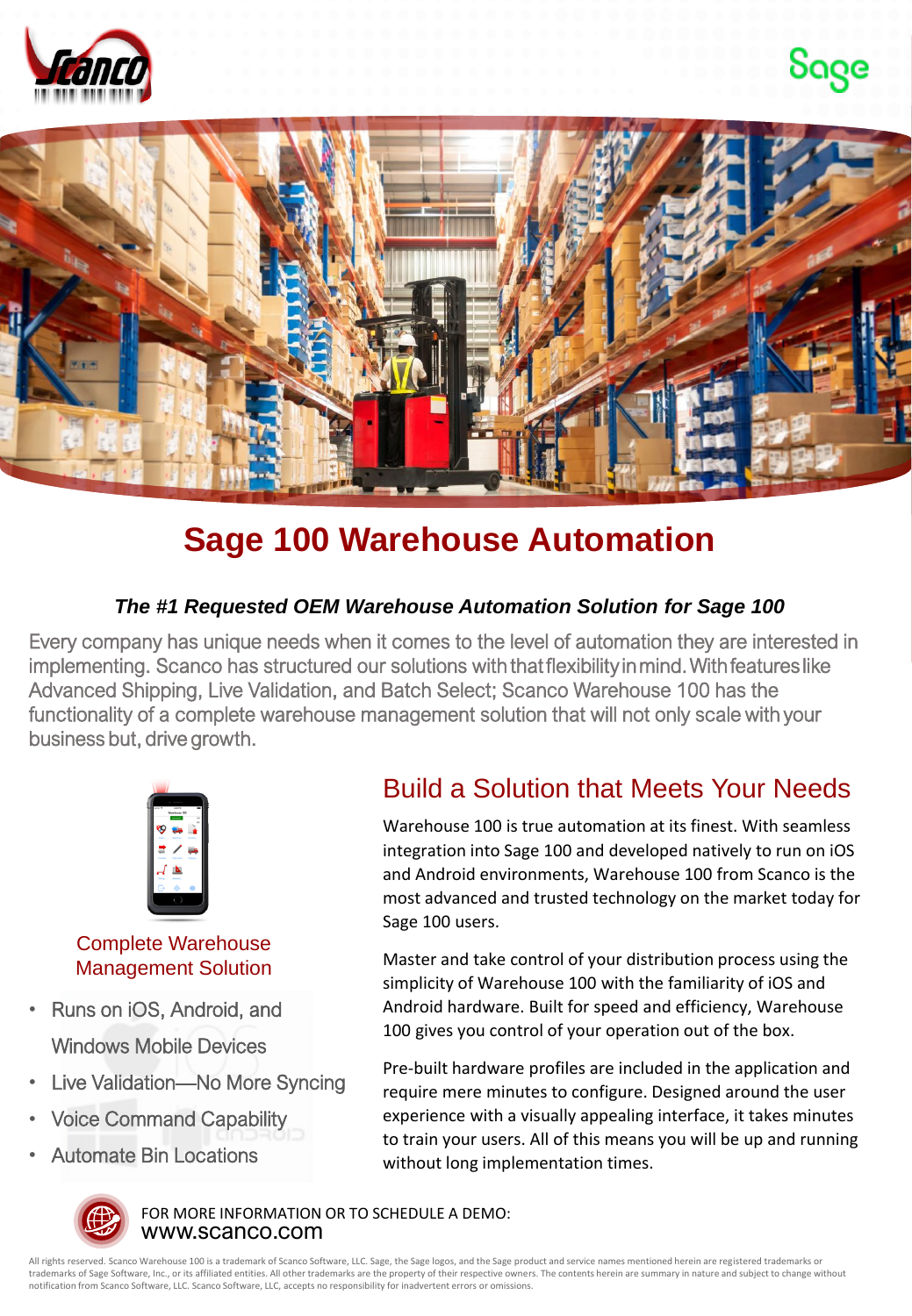# Sage 100 Warehouse Automation

***The #1 Requested OEM Warehouse Automation Solution for Sage 100***

Every company has unique needs when it comes to the level of automation they are interested in implementing. Scanco has structured our solutions with that flexibility in mind. With features like Advanced Shipping, Live Validation, and Batch Select; Scanco Warehouse 100 has the functionality of a complete warehouse management solution that will not only scale with your business but, drive growth.

### Complete Warehouse Management Solution

- Runs on iOS, Android, and Windows Mobile Devices
- Live Validation—No More Syncing
- Voice Command Capability
- Automate Bin Locations

## Build a Solution that Meets Your Needs

Warehouse 100 is true automation at its finest. With seamless integration into Sage 100 and developed natively to run on iOS and Android environments, Warehouse 100 from Scanco is the most advanced and trusted technology on the market today for Sage 100 users.

Master and take control of your distribution process using the simplicity of Warehouse 100 with the familiarity of iOS and Android hardware. Built for speed and efficiency, Warehouse 100 gives you control of your operation out of the box.

Pre-built hardware profiles are included in the application and require mere minutes to configure. Designed around the user experience with a visually appealing interface, it takes minutes to train your users. All of this means you will be up and running without long implementation times.

FOR MORE INFORMATION OR TO SCHEDULE A DEMO:
www.scanco.com

All rights reserved. Scanco Warehouse 100 is a trademark of Scanco Software, LLC. Sage, the Sage logos, and the Sage product and service names mentioned herein are registered trademarks or trademarks of Sage Software, Inc., or its affiliated entities. All other trademarks are the property of their respective owners. The contents herein are summary in nature and subject to change without notification from Scanco Software, LLC. Scanco Software, LLC, accepts no responsibility for inadvertent errors or omissions.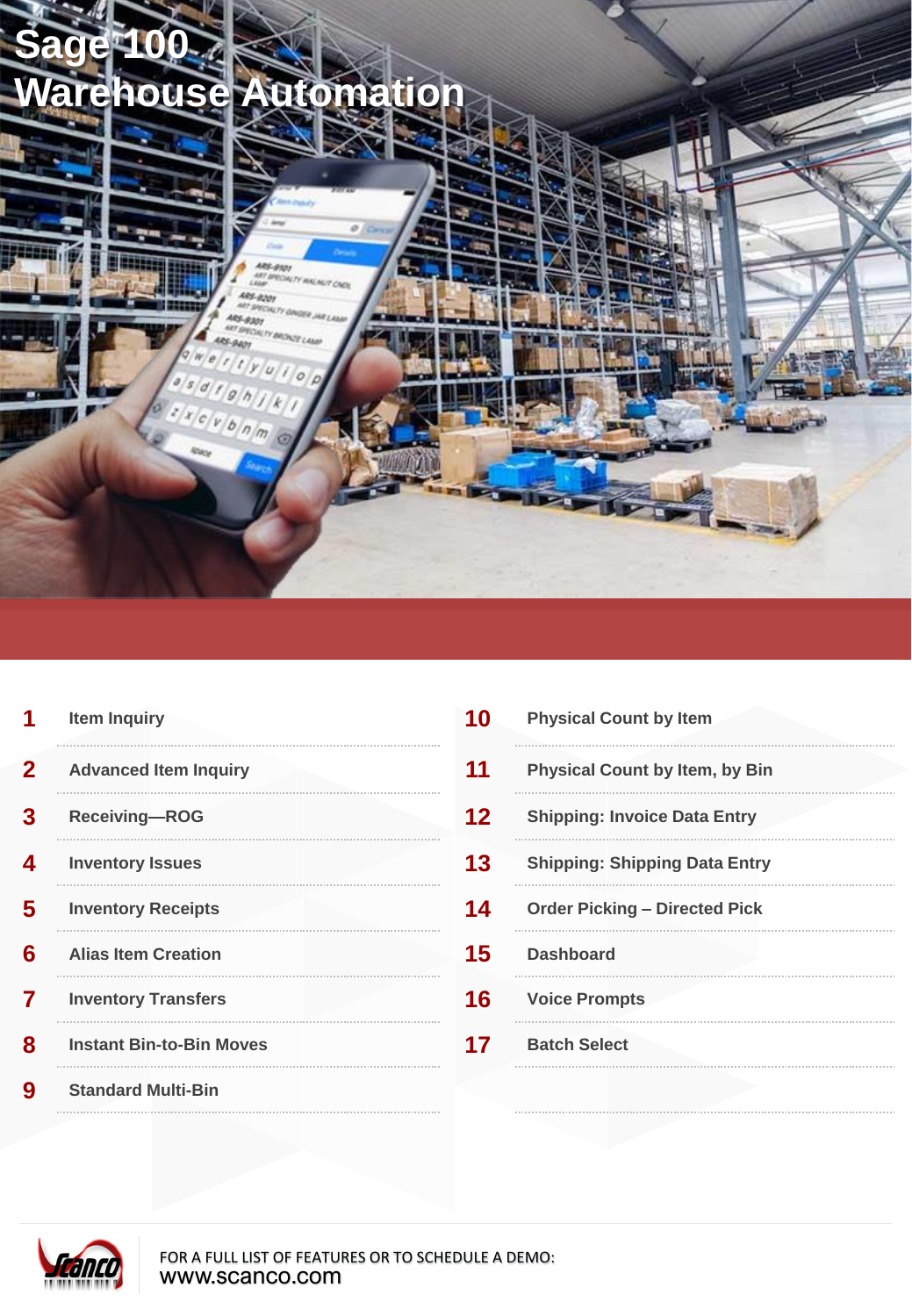# Sage 100 Warehouse Automation

1. Item Inquiry
2. Advanced Item Inquiry
3. Receiving—ROG
4. Inventory Issues
5. Inventory Receipts
6. Alias Item Creation
7. Inventory Transfers
8. Instant Bin-to-Bin Moves
9. Standard Multi-Bin
10. Physical Count by Item
11. Physical Count by Item, by Bin
12. Shipping: Invoice Data Entry
13. Shipping: Shipping Data Entry
14. Order Picking – Directed Pick
15. Dashboard
16. Voice Prompts
17. Batch Select

FOR A FULL LIST OF FEATURES OR TO SCHEDULE A DEMO:
www.scanco.com